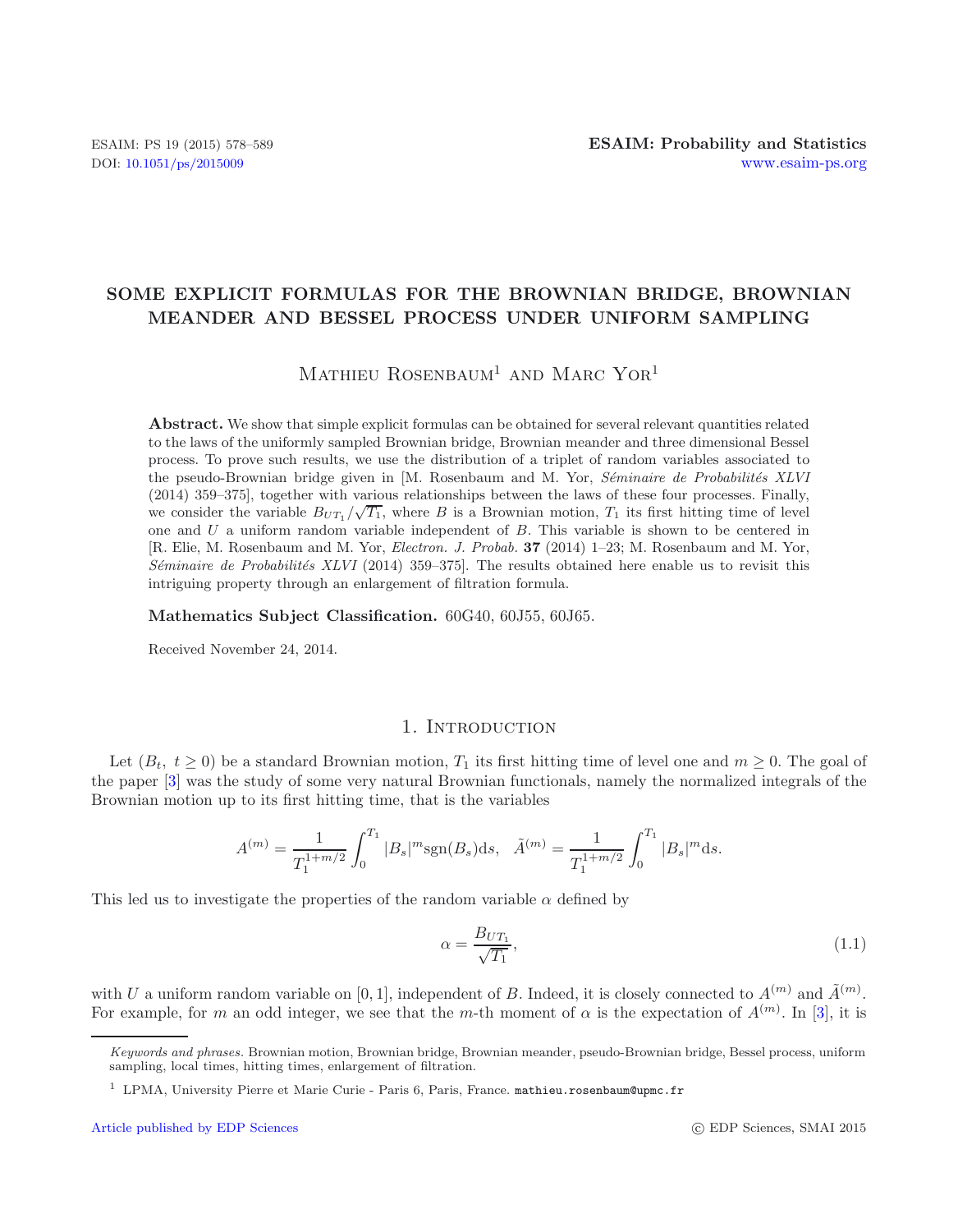# SOME EXPLICIT FORMULAS FOR THE BROWNIAN BRIDGE, BROWNIAN MEANDER AND BESSEL PROCESS UNDER UNIFORM SAMPLING

Mathieu Rosenbaum[1] and Marc Yor[1]

**Abstract.** We show that simple explicit formulas can be obtained for several relevant quantities related to the laws of the uniformly sampled Brownian bridge, Brownian meander and three dimensional Bessel process. To prove such results, we use the distribution of a triplet of random variables associated to the pseudo-Brownian bridge given in [M. Rosenbaum and M. Yor, *Séminaire de Probabilités XLVI* (2014) 359–375], together with various relationships between the laws of these four processes. Finally, we consider the variable $B_{UT_1}/\sqrt{T_1}$, where $B$ is a Brownian motion, $T_1$ its first hitting time of level one and $U$ a uniform random variable independent of $B$. This variable is shown to be centered in [R. Elie, M. Rosenbaum and M. Yor, *Electron. J. Probab.* **37** (2014) 1–23; M. Rosenbaum and M. Yor, *Séminaire de Probabilités XLVI* (2014) 359–375]. The results obtained here enable us to revisit this intriguing property through an enlargement of filtration formula.

**Mathematics Subject Classification.** 60G40, 60J55, 60J65.

Received November 24, 2014.

## 1. Introduction

Let $(B_t,\ t \geq 0)$ be a standard Brownian motion, $T_1$ its first hitting time of level one and $m \geq 0$. The goal of the paper [3] was the study of some very natural Brownian functionals, namely the normalized integrals of the Brownian motion up to its first hitting time, that is the variables

$$A^{(m)} = \frac{1}{T_1^{1+m/2}} \int_0^{T_1} |B_s|^m \mathrm{sgn}(B_s) \mathrm{d}s, \quad \tilde{A}^{(m)} = \frac{1}{T_1^{1+m/2}} \int_0^{T_1} |B_s|^m \mathrm{d}s.$$

This led us to investigate the properties of the random variable $\alpha$ defined by

$$\alpha = \frac{B_{UT_1}}{\sqrt{T_1}}, \tag{1.1}$$

with $U$ a uniform random variable on $[0,1]$, independent of $B$. Indeed, it is closely connected to $A^{(m)}$ and $\tilde{A}^{(m)}$. For example, for $m$ an odd integer, we see that the $m$-th moment of $\alpha$ is the expectation of $A^{(m)}$. In [3], it is

---

*Keywords and phrases.* Brownian motion, Brownian bridge, Brownian meander, pseudo-Brownian bridge, Bessel process, uniform sampling, local times, hitting times, enlargement of filtration.

[1] LPMA, University Pierre et Marie Curie - Paris 6, Paris, France. mathieu.rosenbaum@upmc.fr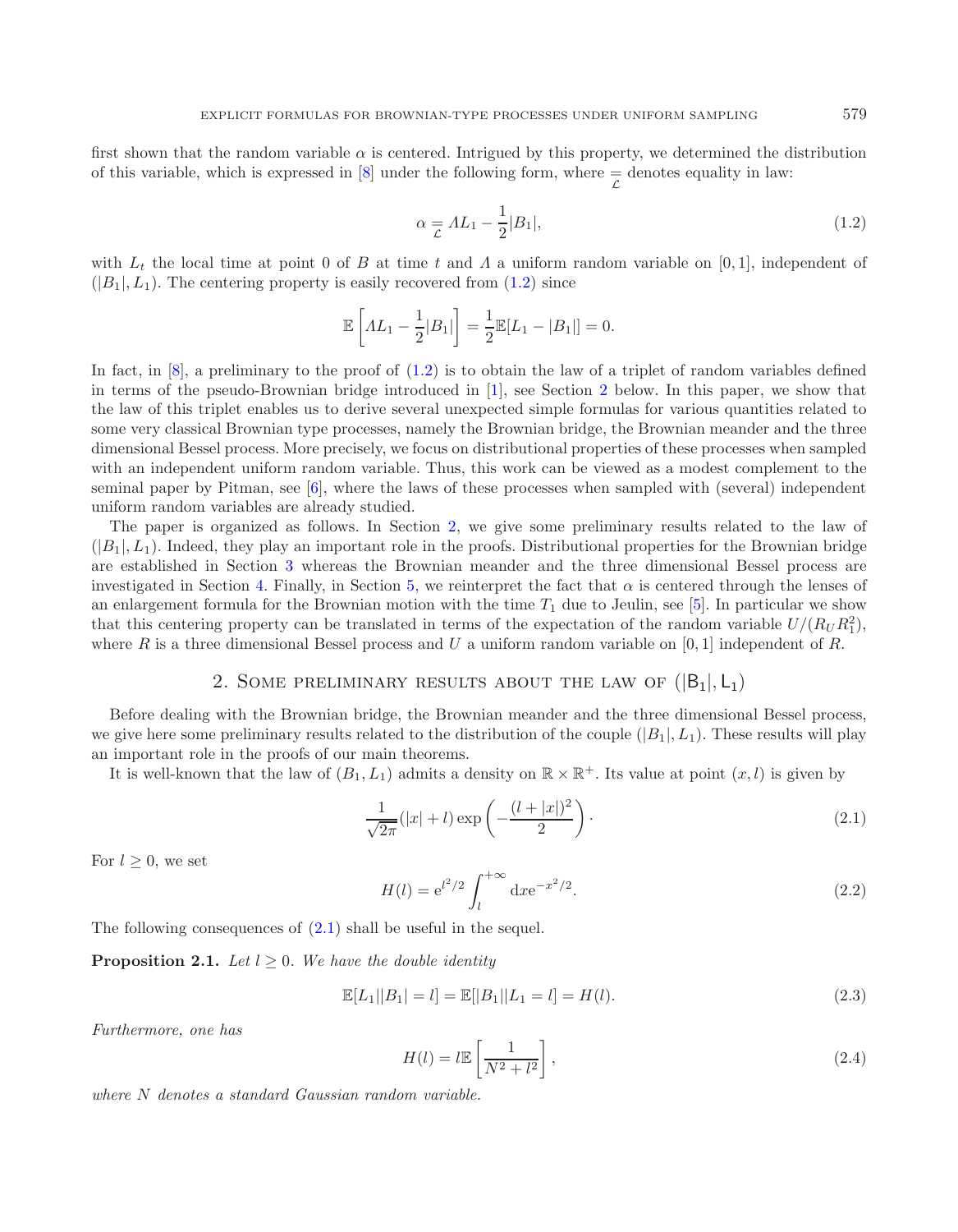first shown that the random variable $\alpha$ is centered. Intrigued by this property, we determined the distribution of this variable, which is expressed in [8] under the following form, where $\underset{\mathcal{L}}{=}$ denotes equality in law:

$$\alpha \underset{\mathcal{L}}{=} \Lambda L_1 - \frac{1}{2}|B_1|, \tag{1.2}$$

with $L_t$ the local time at point 0 of $B$ at time $t$ and $\Lambda$ a uniform random variable on $[0,1]$, independent of $(|B_1|, L_1)$. The centering property is easily recovered from (1.2) since

$$\mathbb{E}\left[\Lambda L_1 - \frac{1}{2}|B_1|\right] = \frac{1}{2}\mathbb{E}[L_1 - |B_1|] = 0.$$

In fact, in [8], a preliminary to the proof of (1.2) is to obtain the law of a triplet of random variables defined in terms of the pseudo-Brownian bridge introduced in [1], see Section 2 below. In this paper, we show that the law of this triplet enables us to derive several unexpected simple formulas for various quantities related to some very classical Brownian type processes, namely the Brownian bridge, the Brownian meander and the three dimensional Bessel process. More precisely, we focus on distributional properties of these processes when sampled with an independent uniform random variable. Thus, this work can be viewed as a modest complement to the seminal paper by Pitman, see [6], where the laws of these processes when sampled with (several) independent uniform random variables are already studied.

The paper is organized as follows. In Section 2, we give some preliminary results related to the law of $(|B_1|, L_1)$. Indeed, they play an important role in the proofs. Distributional properties for the Brownian bridge are established in Section 3 whereas the Brownian meander and the three dimensional Bessel process are investigated in Section 4. Finally, in Section 5, we reinterpret the fact that $\alpha$ is centered through the lenses of an enlargement formula for the Brownian motion with the time $T_1$ due to Jeulin, see [5]. In particular we show that this centering property can be translated in terms of the expectation of the random variable $U/(R_U R_1^2)$, where $R$ is a three dimensional Bessel process and $U$ a uniform random variable on $[0,1]$ independent of $R$.

## 2. Some preliminary results about the law of $(|B_1|, L_1)$

Before dealing with the Brownian bridge, the Brownian meander and the three dimensional Bessel process, we give here some preliminary results related to the distribution of the couple $(|B_1|, L_1)$. These results will play an important role in the proofs of our main theorems.

It is well-known that the law of $(B_1, L_1)$ admits a density on $\mathbb{R} \times \mathbb{R}^+$. Its value at point $(x, l)$ is given by

$$\frac{1}{\sqrt{2\pi}}(|x| + l)\exp\left(-\frac{(l + |x|)^2}{2}\right). \tag{2.1}$$

For $l \geq 0$, we set

$$H(l) = \mathrm{e}^{l^2/2}\int_l^{+\infty} \mathrm{d}x \mathrm{e}^{-x^2/2}. \tag{2.2}$$

The following consequences of (2.1) shall be useful in the sequel.

**Proposition 2.1.** *Let $l \geq 0$. We have the double identity*

$$\mathbb{E}[L_1 | |B_1| = l] = \mathbb{E}[|B_1| | L_1 = l] = H(l). \tag{2.3}$$

*Furthermore, one has*

$$H(l) = l\mathbb{E}\left[\frac{1}{N^2 + l^2}\right], \tag{2.4}$$

*where $N$ denotes a standard Gaussian random variable.*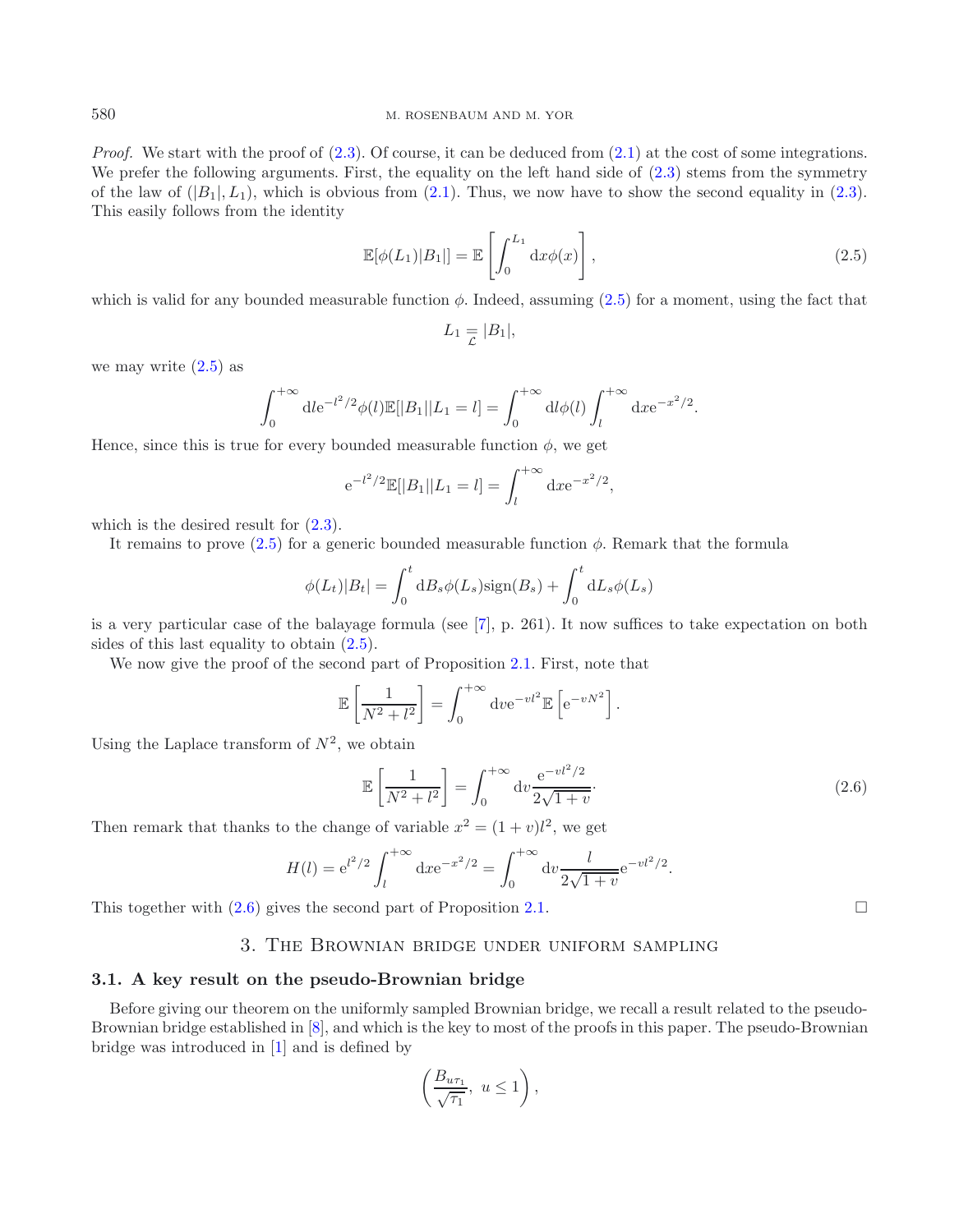*Proof.* We start with the proof of (2.3). Of course, it can be deduced from (2.1) at the cost of some integrations. We prefer the following arguments. First, the equality on the left hand side of (2.3) stems from the symmetry of the law of $(|B_1|, L_1)$, which is obvious from (2.1). Thus, we now have to show the second equality in (2.3). This easily follows from the identity

$$\mathbb{E}[\phi(L_1)|B_1|] = \mathbb{E}\left[\int_0^{L_1} \mathrm{d}x \phi(x)\right], \tag{2.5}$$

which is valid for any bounded measurable function $\phi$. Indeed, assuming (2.5) for a moment, using the fact that

$$L_1 \underset{\mathcal{L}}{=} |B_1|,$$

we may write (2.5) as

$$\int_0^{+\infty} \mathrm{d}l \mathrm{e}^{-l^2/2}\phi(l)\mathbb{E}[|B_1||L_1 = l] = \int_0^{+\infty} \mathrm{d}l\phi(l)\int_l^{+\infty} \mathrm{d}x \mathrm{e}^{-x^2/2}.$$

Hence, since this is true for every bounded measurable function $\phi$, we get

$$\mathrm{e}^{-l^2/2}\mathbb{E}[|B_1||L_1 = l] = \int_l^{+\infty} \mathrm{d}x \mathrm{e}^{-x^2/2},$$

which is the desired result for (2.3).

It remains to prove (2.5) for a generic bounded measurable function $\phi$. Remark that the formula

$$\phi(L_t)|B_t| = \int_0^t \mathrm{d}B_s \phi(L_s)\mathrm{sign}(B_s) + \int_0^t \mathrm{d}L_s \phi(L_s)$$

is a very particular case of the balayage formula (see [7], p. 261). It now suffices to take expectation on both sides of this last equality to obtain (2.5).

We now give the proof of the second part of Proposition 2.1. First, note that

$$\mathbb{E}\left[\frac{1}{N^2+l^2}\right] = \int_0^{+\infty} \mathrm{d}v \mathrm{e}^{-vl^2}\mathbb{E}\left[\mathrm{e}^{-vN^2}\right].$$

Using the Laplace transform of $N^2$, we obtain

$$\mathbb{E}\left[\frac{1}{N^2+l^2}\right] = \int_0^{+\infty} \mathrm{d}v \frac{\mathrm{e}^{-vl^2/2}}{2\sqrt{1+v}}. \tag{2.6}$$

Then remark that thanks to the change of variable $x^2 = (1+v)l^2$, we get

$$H(l) = \mathrm{e}^{l^2/2}\int_l^{+\infty} \mathrm{d}x \mathrm{e}^{-x^2/2} = \int_0^{+\infty} \mathrm{d}v \frac{l}{2\sqrt{1+v}}\mathrm{e}^{-vl^2/2}.$$

This together with (2.6) gives the second part of Proposition 2.1. □

## 3. The Brownian bridge under uniform sampling

### 3.1. A key result on the pseudo-Brownian bridge

Before giving our theorem on the uniformly sampled Brownian bridge, we recall a result related to the pseudo-Brownian bridge established in [8], and which is the key to most of the proofs in this paper. The pseudo-Brownian bridge was introduced in [1] and is defined by

$$\left(\frac{B_{u\tau_1}}{\sqrt{\tau_1}},\ u \le 1\right),$$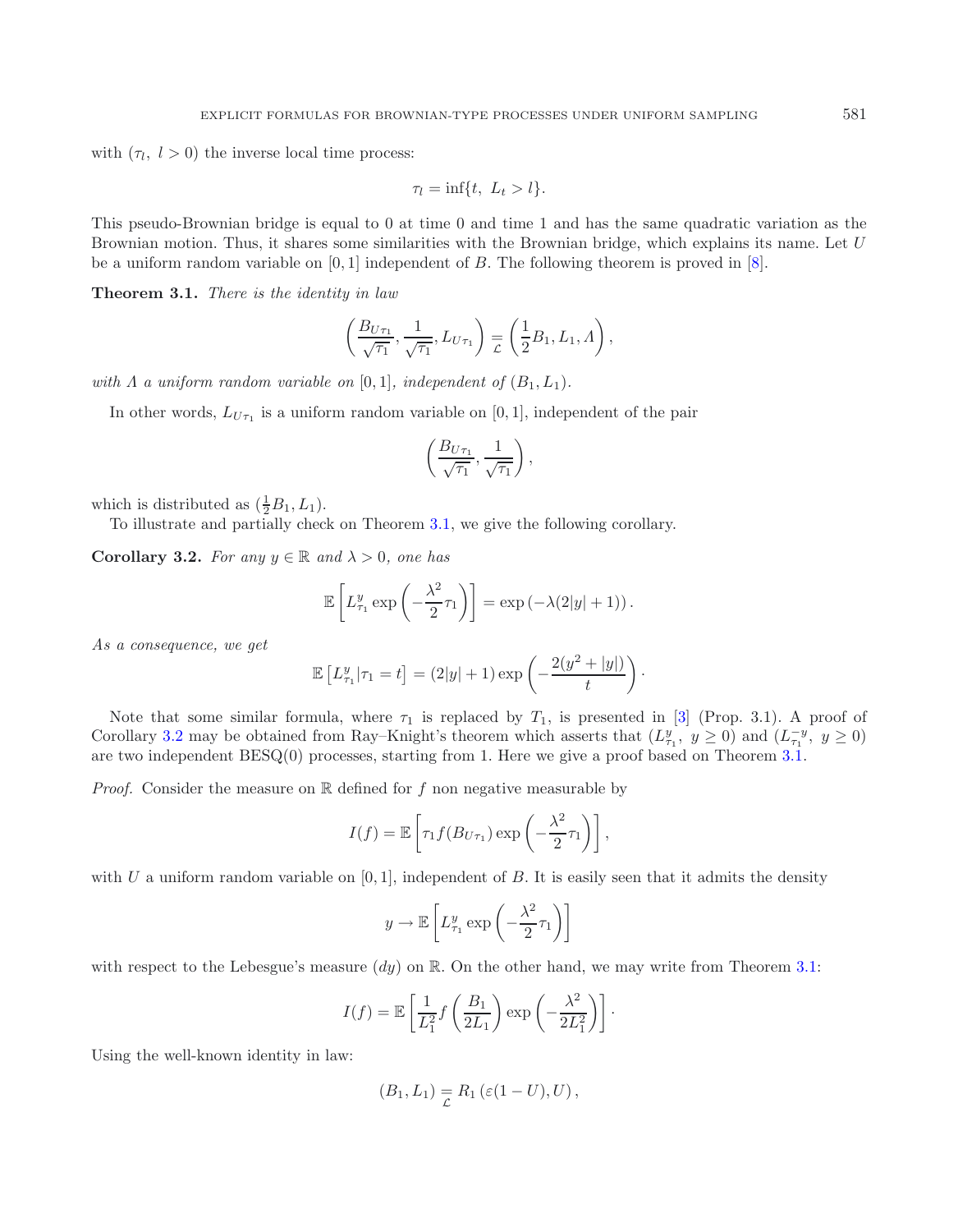with $(\tau_l,\ l > 0)$ the inverse local time process:

$$\tau_l = \inf\{t,\ L_t > l\}.$$

This pseudo-Brownian bridge is equal to 0 at time 0 and time 1 and has the same quadratic variation as the Brownian motion. Thus, it shares some similarities with the Brownian bridge, which explains its name. Let $U$ be a uniform random variable on $[0, 1]$ independent of $B$. The following theorem is proved in [8].

**Theorem 3.1.** *There is the identity in law*

$$\left(\frac{B_{U\tau_1}}{\sqrt{\tau_1}}, \frac{1}{\sqrt{\tau_1}}, L_{U\tau_1}\right) \underset{\mathcal{L}}{=} \left(\frac{1}{2}B_1, L_1, \Lambda\right),$$

*with $\Lambda$ a uniform random variable on $[0, 1]$, independent of $(B_1, L_1)$.*

In other words, $L_{U\tau_1}$ is a uniform random variable on $[0, 1]$, independent of the pair

$$\left(\frac{B_{U\tau_1}}{\sqrt{\tau_1}}, \frac{1}{\sqrt{\tau_1}}\right),$$

which is distributed as $(\frac{1}{2}B_1, L_1)$.

To illustrate and partially check on Theorem 3.1, we give the following corollary.

**Corollary 3.2.** *For any $y \in \mathbb{R}$ and $\lambda > 0$, one has*

$$\mathbb{E}\left[L^y_{\tau_1} \exp\left(-\frac{\lambda^2}{2}\tau_1\right)\right] = \exp\left(-\lambda(2|y| + 1)\right).$$

*As a consequence, we get*

$$\mathbb{E}\left[L^y_{\tau_1} | \tau_1 = t\right] = (2|y| + 1) \exp\left(-\frac{2(y^2 + |y|)}{t}\right).$$

Note that some similar formula, where $\tau_1$ is replaced by $T_1$, is presented in [3] (Prop. 3.1). A proof of Corollary 3.2 may be obtained from Ray–Knight's theorem which asserts that $(L^y_{\tau_1},\ y \geq 0)$ and $(L^{-y}_{\tau_1},\ y \geq 0)$ are two independent BESQ(0) processes, starting from 1. Here we give a proof based on Theorem 3.1.

*Proof.* Consider the measure on $\mathbb{R}$ defined for $f$ non negative measurable by

$$I(f) = \mathbb{E}\left[\tau_1 f(B_{U\tau_1}) \exp\left(-\frac{\lambda^2}{2}\tau_1\right)\right],$$

with $U$ a uniform random variable on $[0, 1]$, independent of $B$. It is easily seen that it admits the density

$$y \to \mathbb{E}\left[L^y_{\tau_1} \exp\left(-\frac{\lambda^2}{2}\tau_1\right)\right]$$

with respect to the Lebesgue's measure $(dy)$ on $\mathbb{R}$. On the other hand, we may write from Theorem 3.1:

$$I(f) = \mathbb{E}\left[\frac{1}{L_1^2} f\left(\frac{B_1}{2L_1}\right) \exp\left(-\frac{\lambda^2}{2L_1^2}\right)\right].$$

Using the well-known identity in law:

$$(B_1, L_1) \underset{\mathcal{L}}{=} R_1\left(\varepsilon(1 - U), U\right),$$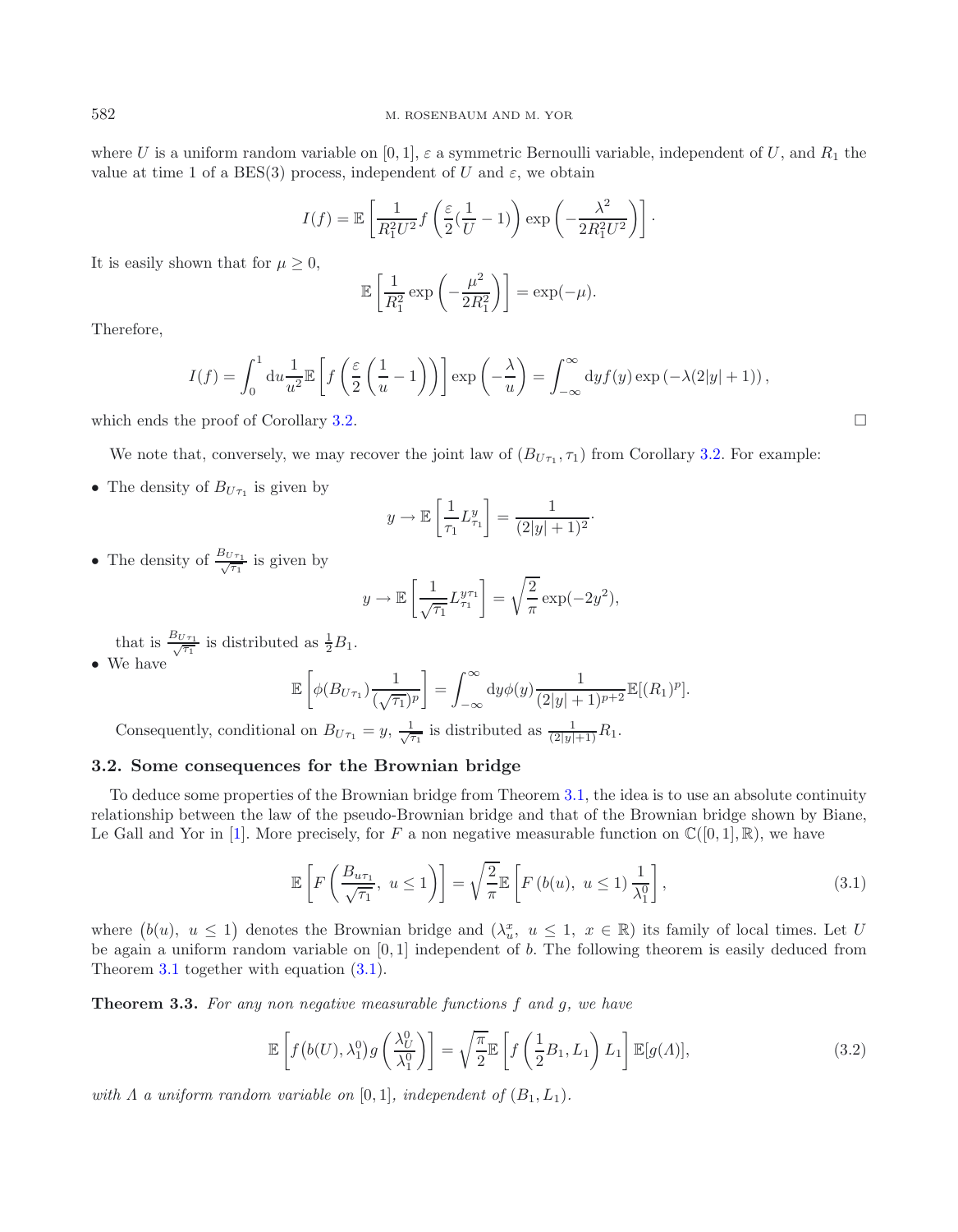where $U$ is a uniform random variable on $[0,1]$, $\varepsilon$ a symmetric Bernoulli variable, independent of $U$, and $R_1$ the value at time 1 of a BES(3) process, independent of $U$ and $\varepsilon$, we obtain

$$I(f) = \mathbb{E}\left[\frac{1}{R_1^2 U^2} f\left(\frac{\varepsilon}{2}(\frac{1}{U}-1)\right)\exp\left(-\frac{\lambda^2}{2R_1^2U^2}\right)\right].$$

It is easily shown that for $\mu \geq 0$,

$$\mathbb{E}\left[\frac{1}{R_1^2}\exp\left(-\frac{\mu^2}{2R_1^2}\right)\right] = \exp(-\mu).$$

Therefore,

$$I(f) = \int_0^1 \mathrm{d}u \frac{1}{u^2}\mathbb{E}\left[f\left(\frac{\varepsilon}{2}\left(\frac{1}{u}-1\right)\right)\right]\exp\left(-\frac{\lambda}{u}\right) = \int_{-\infty}^{\infty}\mathrm{d}y f(y)\exp\left(-\lambda(2|y|+1)\right),$$

which ends the proof of Corollary 3.2. □

We note that, conversely, we may recover the joint law of $(B_{U\tau_1}, \tau_1)$ from Corollary 3.2. For example:

- The density of $B_{U\tau_1}$ is given by
$$y \to \mathbb{E}\left[\frac{1}{\tau_1}L_{\tau_1}^y\right] = \frac{1}{(2|y|+1)^2}.$$
- The density of $\frac{B_{U\tau_1}}{\sqrt{\tau_1}}$ is given by
$$y \to \mathbb{E}\left[\frac{1}{\sqrt{\tau_1}}L_{\tau_1}^{y\tau_1}\right] = \sqrt{\frac{2}{\pi}}\exp(-2y^2),$$
that is $\frac{B_{U\tau_1}}{\sqrt{\tau_1}}$ is distributed as $\frac{1}{2}B_1$.
- We have
$$\mathbb{E}\left[\phi(B_{U\tau_1})\frac{1}{(\sqrt{\tau_1})^p}\right] = \int_{-\infty}^{\infty}\mathrm{d}y\phi(y)\frac{1}{(2|y|+1)^{p+2}}\mathbb{E}[(R_1)^p].$$
Consequently, conditional on $B_{U\tau_1} = y$, $\frac{1}{\sqrt{\tau_1}}$ is distributed as $\frac{1}{(2|y|+1)}R_1$.

### 3.2. Some consequences for the Brownian bridge

To deduce some properties of the Brownian bridge from Theorem 3.1, the idea is to use an absolute continuity relationship between the law of the pseudo-Brownian bridge and that of the Brownian bridge shown by Biane, Le Gall and Yor in [1]. More precisely, for $F$ a non negative measurable function on $\mathbb{C}([0,1],\mathbb{R})$, we have

$$\mathbb{E}\left[F\left(\frac{B_{u\tau_1}}{\sqrt{\tau_1}},\ u\leq 1\right)\right] = \sqrt{\frac{2}{\pi}}\mathbb{E}\left[F\left(b(u),\ u\leq 1\right)\frac{1}{\lambda_1^0}\right], \tag{3.1}$$

where $\big(b(u),\ u\leq 1\big)$ denotes the Brownian bridge and $(\lambda_u^x,\ u\leq 1,\ x\in\mathbb{R})$ its family of local times. Let $U$ be again a uniform random variable on $[0,1]$ independent of $b$. The following theorem is easily deduced from Theorem 3.1 together with equation (3.1).

**Theorem 3.3.** *For any non negative measurable functions $f$ and $g$, we have*

$$\mathbb{E}\left[f\big(b(U),\lambda_1^0\big)g\left(\frac{\lambda_U^0}{\lambda_1^0}\right)\right] = \sqrt{\frac{\pi}{2}}\mathbb{E}\left[f\left(\frac{1}{2}B_1, L_1\right)L_1\right]\mathbb{E}[g(\Lambda)], \tag{3.2}$$

*with $\Lambda$ a uniform random variable on $[0,1]$, independent of $(B_1, L_1)$.*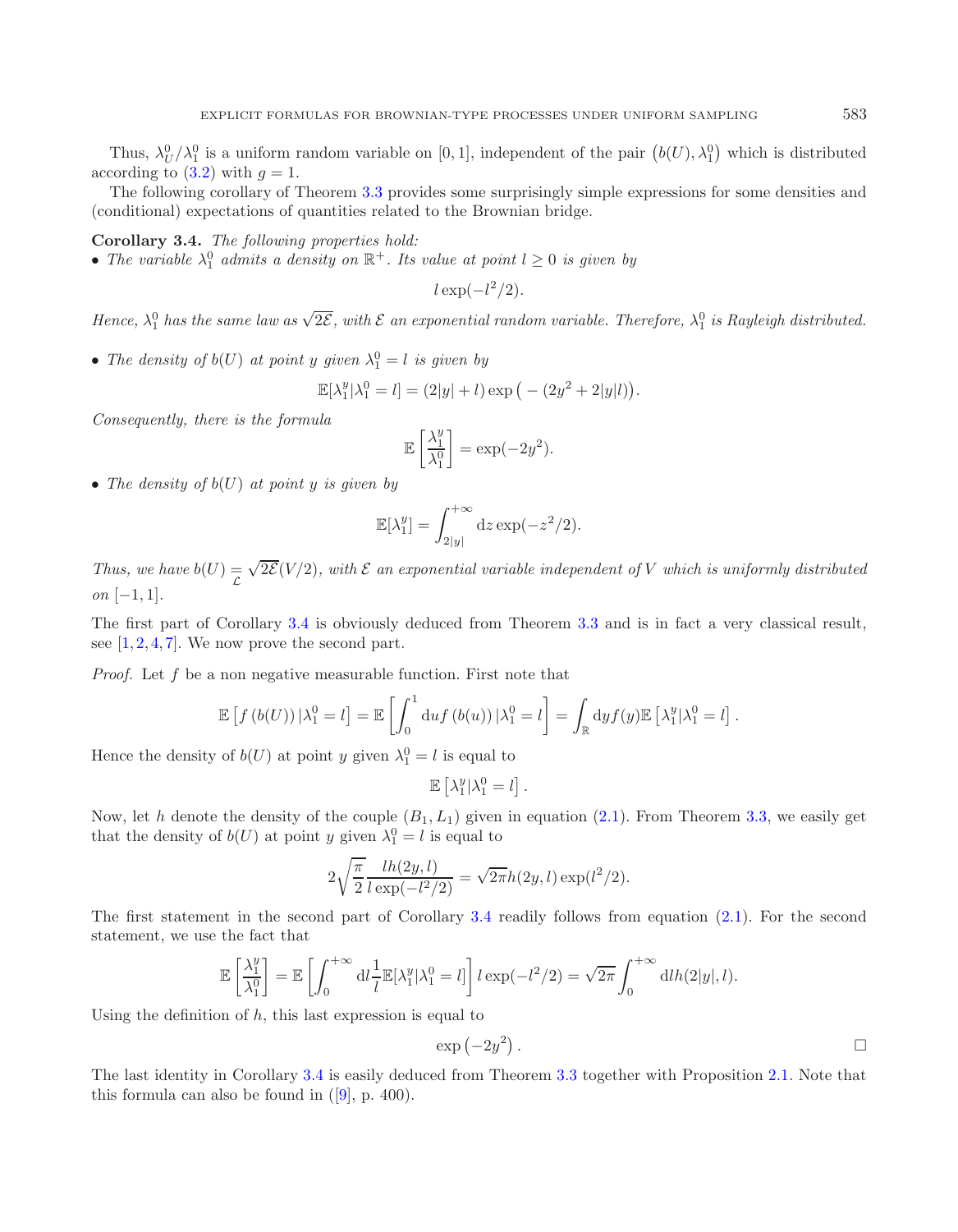Thus, $\lambda_U^0/\lambda_1^0$ is a uniform random variable on $[0,1]$, independent of the pair $\big(b(U), \lambda_1^0\big)$ which is distributed according to (3.2) with $g=1$.

The following corollary of Theorem 3.3 provides some surprisingly simple expressions for some densities and (conditional) expectations of quantities related to the Brownian bridge.

**Corollary 3.4.** *The following properties hold:*

- *The variable $\lambda_1^0$ admits a density on $\mathbb{R}^+$. Its value at point $l \geq 0$ is given by*

$$l \exp(-l^2/2).$$

*Hence, $\lambda_1^0$ has the same law as $\sqrt{2\mathcal{E}}$, with $\mathcal{E}$ an exponential random variable. Therefore, $\lambda_1^0$ is Rayleigh distributed.*

- *The density of $b(U)$ at point $y$ given $\lambda_1^0 = l$ is given by*

$$\mathbb{E}[\lambda_1^y | \lambda_1^0 = l] = (2|y| + l) \exp\big(-(2y^2 + 2|y|l)\big).$$

*Consequently, there is the formula*

$$\mathbb{E}\left[\frac{\lambda_1^y}{\lambda_1^0}\right] = \exp(-2y^2).$$

- *The density of $b(U)$ at point $y$ is given by*

$$\mathbb{E}[\lambda_1^y] = \int_{2|y|}^{+\infty} \mathrm{d}z \exp(-z^2/2).$$

*Thus, we have $b(U) \underset{\mathcal{L}}{=} \sqrt{2\mathcal{E}}(V/2)$, with $\mathcal{E}$ an exponential variable independent of $V$ which is uniformly distributed on $[-1,1]$.*

The first part of Corollary 3.4 is obviously deduced from Theorem 3.3 and is in fact a very classical result, see [1, 2, 4, 7]. We now prove the second part.

*Proof.* Let $f$ be a non negative measurable function. First note that

$$\mathbb{E}\left[f\left(b(U)\right)|\lambda_1^0 = l\right] = \mathbb{E}\left[\int_0^1 \mathrm{d}u f\left(b(u)\right)|\lambda_1^0 = l\right] = \int_{\mathbb{R}} \mathrm{d}y f(y) \mathbb{E}\left[\lambda_1^y | \lambda_1^0 = l\right].$$

Hence the density of $b(U)$ at point $y$ given $\lambda_1^0 = l$ is equal to

$$\mathbb{E}\left[\lambda_1^y | \lambda_1^0 = l\right].$$

Now, let $h$ denote the density of the couple $(B_1, L_1)$ given in equation (2.1). From Theorem 3.3, we easily get that the density of $b(U)$ at point $y$ given $\lambda_1^0 = l$ is equal to

$$2\sqrt{\frac{\pi}{2}} \frac{l h(2y, l)}{l \exp(-l^2/2)} = \sqrt{2\pi} h(2y, l) \exp(l^2/2).$$

The first statement in the second part of Corollary 3.4 readily follows from equation (2.1). For the second statement, we use the fact that

$$\mathbb{E}\left[\frac{\lambda_1^y}{\lambda_1^0}\right] = \mathbb{E}\left[\int_0^{+\infty} \mathrm{d}l \frac{1}{l} \mathbb{E}[\lambda_1^y | \lambda_1^0 = l]\right] l \exp(-l^2/2) = \sqrt{2\pi} \int_0^{+\infty} \mathrm{d}l h(2|y|, l).$$

Using the definition of $h$, this last expression is equal to

$$\exp\left(-2y^2\right). \qquad \square$$

The last identity in Corollary 3.4 is easily deduced from Theorem 3.3 together with Proposition 2.1. Note that this formula can also be found in ([9], p. 400).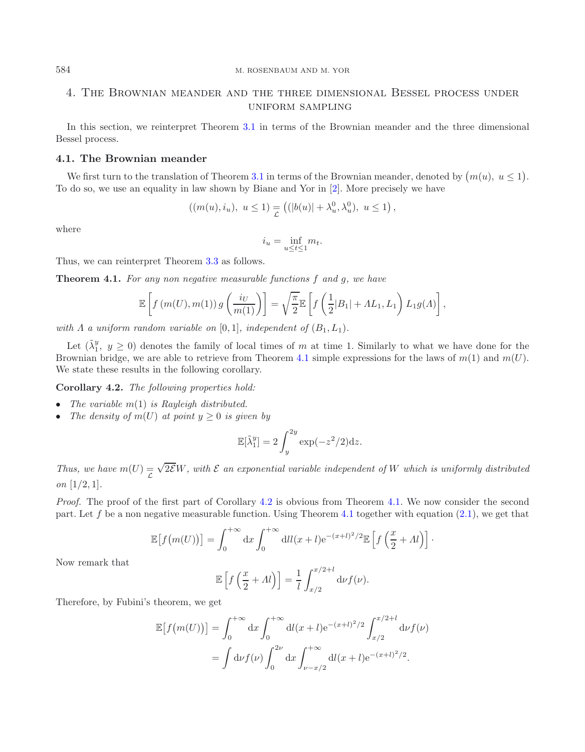## 4. The Brownian meander and the three dimensional Bessel process under uniform sampling

In this section, we reinterpret Theorem 3.1 in terms of the Brownian meander and the three dimensional Bessel process.

### 4.1. The Brownian meander

We first turn to the translation of Theorem 3.1 in terms of the Brownian meander, denoted by $\big(m(u),\ u \leq 1\big)$. To do so, we use an equality in law shown by Biane and Yor in [2]. More precisely we have

$$((m(u), i_u),\ u \leq 1) \underset{\mathcal{L}}{=} \left((|b(u)| + \lambda_u^0, \lambda_u^0),\ u \leq 1\right),$$

where

$$i_u = \inf_{u \leq t \leq 1} m_t.$$

Thus, we can reinterpret Theorem 3.3 as follows.

**Theorem 4.1.** *For any non negative measurable functions $f$ and $g$, we have*

$$\mathbb{E}\left[f\left(m(U), m(1)\right) g\left(\frac{i_U}{m(1)}\right)\right] = \sqrt{\frac{\pi}{2}} \mathbb{E}\left[f\left(\frac{1}{2}|B_1| + \Lambda L_1, L_1\right) L_1 g(\Lambda)\right],$$

*with $\Lambda$ a uniform random variable on $[0,1]$, independent of $(B_1, L_1)$.*

Let $(\tilde{\lambda}_1^y,\ y \geq 0)$ denotes the family of local times of $m$ at time 1. Similarly to what we have done for the Brownian bridge, we are able to retrieve from Theorem 4.1 simple expressions for the laws of $m(1)$ and $m(U)$. We state these results in the following corollary.

**Corollary 4.2.** *The following properties hold:*

- *The variable $m(1)$ is Rayleigh distributed.*
- *The density of $m(U)$ at point $y \geq 0$ is given by*

$$\mathbb{E}[\tilde{\lambda}_1^y] = 2\int_y^{2y} \exp(-z^2/2)\mathrm{d}z.$$

*Thus, we have $m(U) \underset{\mathcal{L}}{=} \sqrt{2\mathcal{E}}W$, with $\mathcal{E}$ an exponential variable independent of $W$ which is uniformly distributed on $[1/2, 1]$.*

*Proof.* The proof of the first part of Corollary 4.2 is obvious from Theorem 4.1. We now consider the second part. Let $f$ be a non negative measurable function. Using Theorem 4.1 together with equation (2.1), we get that

$$\mathbb{E}\big[f\big(m(U)\big)\big] = \int_0^{+\infty} \mathrm{d}x \int_0^{+\infty} \mathrm{d}l l(x+l)\mathrm{e}^{-(x+l)^2/2} \mathbb{E}\left[f\left(\frac{x}{2} + \Lambda l\right)\right].$$

Now remark that

$$\mathbb{E}\left[f\left(\frac{x}{2} + \Lambda l\right)\right] = \frac{1}{l}\int_{x/2}^{x/2+l} \mathrm{d}\nu f(\nu).$$

Therefore, by Fubini's theorem, we get

$$\begin{aligned}
\mathbb{E}\big[f\big(m(U)\big)\big] &= \int_0^{+\infty} \mathrm{d}x \int_0^{+\infty} \mathrm{d}l(x+l)\mathrm{e}^{-(x+l)^2/2} \int_{x/2}^{x/2+l} \mathrm{d}\nu f(\nu) \\
&= \int \mathrm{d}\nu f(\nu) \int_0^{2\nu} \mathrm{d}x \int_{\nu - x/2}^{+\infty} \mathrm{d}l(x+l)\mathrm{e}^{-(x+l)^2/2}.
\end{aligned}$$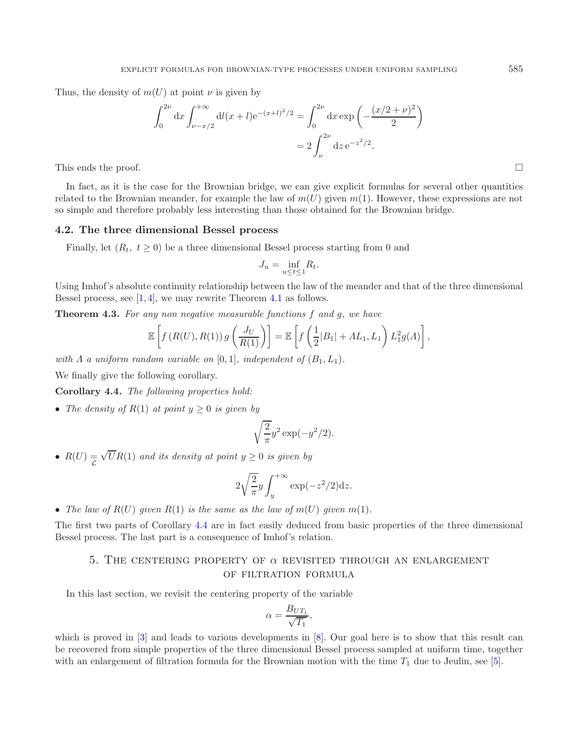Thus, the density of $m(U)$ at point $\nu$ is given by

$$\int_0^{2\nu} \mathrm{d}x \int_{\nu - x/2}^{+\infty} \mathrm{d}l (x+l) \mathrm{e}^{-(x+l)^2/2} = \int_0^{2\nu} \mathrm{d}x \exp\left(-\frac{(x/2+\nu)^2}{2}\right)$$
$$= 2\int_{\nu}^{2\nu} \mathrm{d}z\, \mathrm{e}^{-z^2/2}.$$

This ends the proof. □

In fact, as it is the case for the Brownian bridge, we can give explicit formulas for several other quantities related to the Brownian meander, for example the law of $m(U)$ given $m(1)$. However, these expressions are not so simple and therefore probably less interesting than those obtained for the Brownian bridge.

### 4.2. The three dimensional Bessel process

Finally, let $(R_t,\ t \geq 0)$ be a three dimensional Bessel process starting from 0 and

$$J_u = \inf_{u \leq t \leq 1} R_t.$$

Using Imhof's absolute continuity relationship between the law of the meander and that of the three dimensional Bessel process, see [1,4], we may rewrite Theorem 4.1 as follows.

**Theorem 4.3.** *For any non negative measurable functions $f$ and $g$, we have*

$$\mathbb{E}\left[f\left(R(U), R(1)\right) g\left(\frac{J_U}{R(1)}\right)\right] = \mathbb{E}\left[f\left(\frac{1}{2}|B_1| + \Lambda L_1, L_1\right) L_1^2 g(\Lambda)\right],$$

*with $\Lambda$ a uniform random variable on $[0,1]$, independent of $(B_1, L_1)$.*

We finally give the following corollary.

**Corollary 4.4.** *The following properties hold:*

- *The density of $R(1)$ at point $y \geq 0$ is given by*

$$\sqrt{\frac{2}{\pi}} y^2 \exp(-y^2/2).$$

- *$R(U) \underset{\mathcal{L}}{=} \sqrt{U} R(1)$ and its density at point $y \geq 0$ is given by*

$$2\sqrt{\frac{2}{\pi}} y \int_y^{+\infty} \exp(-z^2/2) \mathrm{d}z.$$

- *The law of $R(U)$ given $R(1)$ is the same as the law of $m(U)$ given $m(1)$.*

The first two parts of Corollary 4.4 are in fact easily deduced from basic properties of the three dimensional Bessel process. The last part is a consequence of Imhof's relation.

## 5. The centering property of $\alpha$ revisited through an enlargement of filtration formula

In this last section, we revisit the centering property of the variable

$$\alpha = \frac{B_{UT_1}}{\sqrt{T_1}},$$

which is proved in [3] and leads to various developments in [8]. Our goal here is to show that this result can be recovered from simple properties of the three dimensional Bessel process sampled at uniform time, together with an enlargement of filtration formula for the Brownian motion with the time $T_1$ due to Jeulin, see [5].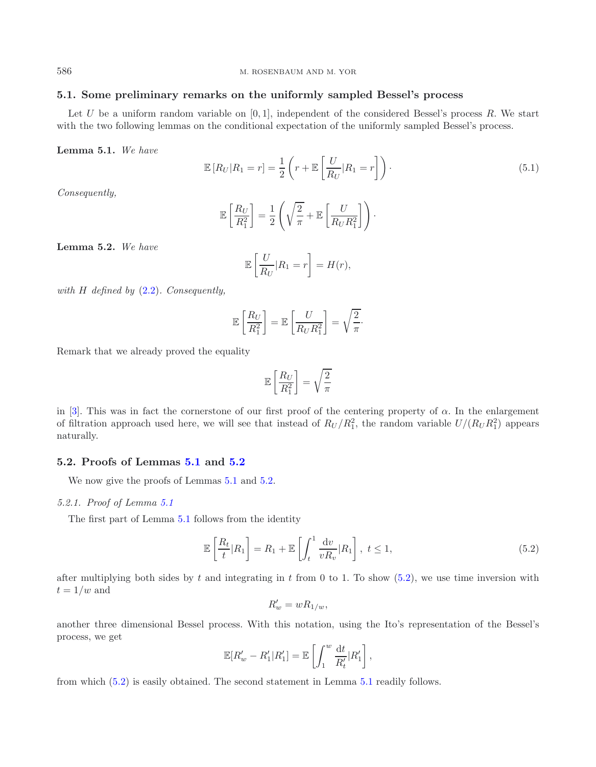### 5.1. Some preliminary remarks on the uniformly sampled Bessel's process

Let $U$ be a uniform random variable on $[0,1]$, independent of the considered Bessel's process $R$. We start with the two following lemmas on the conditional expectation of the uniformly sampled Bessel's process.

**Lemma 5.1.** *We have*

$$\mathbb{E}\left[R_U|R_1 = r\right] = \frac{1}{2}\left(r + \mathbb{E}\left[\frac{U}{R_U}|R_1 = r\right]\right)\cdot \tag{5.1}$$

*Consequently,*

$$\mathbb{E}\left[\frac{R_U}{R_1^2}\right] = \frac{1}{2}\left(\sqrt{\frac{2}{\pi}} + \mathbb{E}\left[\frac{U}{R_U R_1^2}\right]\right)\cdot$$

**Lemma 5.2.** *We have*

$$\mathbb{E}\left[\frac{U}{R_U}|R_1 = r\right] = H(r),$$

*with $H$ defined by (2.2). Consequently,*

$$\mathbb{E}\left[\frac{R_U}{R_1^2}\right] = \mathbb{E}\left[\frac{U}{R_U R_1^2}\right] = \sqrt{\frac{2}{\pi}}\cdot$$

Remark that we already proved the equality

$$\mathbb{E}\left[\frac{R_U}{R_1^2}\right] = \sqrt{\frac{2}{\pi}}$$

in [3]. This was in fact the cornerstone of our first proof of the centering property of $\alpha$. In the enlargement of filtration approach used here, we will see that instead of $R_U/R_1^2$, the random variable $U/(R_U R_1^2)$ appears naturally.

### 5.2. Proofs of Lemmas 5.1 and 5.2

We now give the proofs of Lemmas 5.1 and 5.2.

*5.2.1. Proof of Lemma 5.1*

The first part of Lemma 5.1 follows from the identity

$$\mathbb{E}\left[\frac{R_t}{t}|R_1\right] = R_1 + \mathbb{E}\left[\int_t^1 \frac{\mathrm{d}v}{vR_v}|R_1\right],\ t \leq 1, \tag{5.2}$$

after multiplying both sides by $t$ and integrating in $t$ from 0 to 1. To show (5.2), we use time inversion with $t = 1/w$ and

$$R'_w = wR_{1/w},$$

another three dimensional Bessel process. With this notation, using the Ito's representation of the Bessel's process, we get

$$\mathbb{E}[R'_w - R'_1|R'_1] = \mathbb{E}\left[\int_1^w \frac{\mathrm{d}t}{R'_t}|R'_1\right],$$

from which (5.2) is easily obtained. The second statement in Lemma 5.1 readily follows.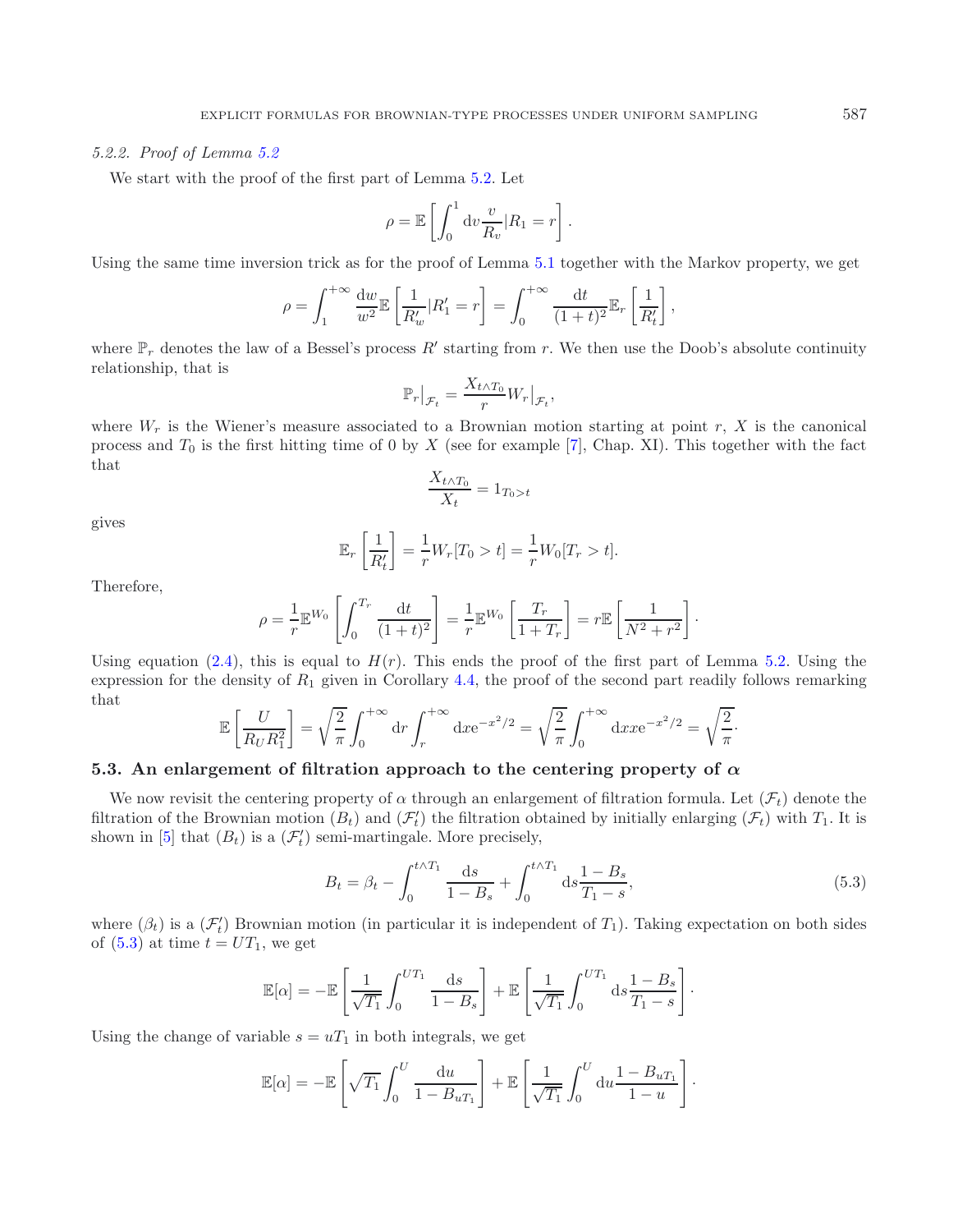*5.2.2. Proof of Lemma 5.2*

We start with the proof of the first part of Lemma 5.2. Let

$$\rho = \mathbb{E}\left[\int_0^1 \mathrm{d}v \frac{v}{R_v} | R_1 = r\right].$$

Using the same time inversion trick as for the proof of Lemma 5.1 together with the Markov property, we get

$$\rho = \int_1^{+\infty} \frac{\mathrm{d}w}{w^2} \mathbb{E}\left[\frac{1}{R'_w} | R'_1 = r\right] = \int_0^{+\infty} \frac{\mathrm{d}t}{(1+t)^2} \mathbb{E}_r\left[\frac{1}{R'_t}\right],$$

where $\mathbb{P}_r$ denotes the law of a Bessel's process $R'$ starting from $r$. We then use the Doob's absolute continuity relationship, that is

$$\mathbb{P}_r\big|_{\mathcal{F}_t} = \frac{X_{t\wedge T_0}}{r} W_r\big|_{\mathcal{F}_t},$$

where $W_r$ is the Wiener's measure associated to a Brownian motion starting at point $r$, $X$ is the canonical process and $T_0$ is the first hitting time of 0 by $X$ (see for example [7], Chap. XI). This together with the fact that

$$\frac{X_{t\wedge T_0}}{X_t} = 1_{T_0 > t}$$

gives

$$\mathbb{E}_r\left[\frac{1}{R'_t}\right] = \frac{1}{r} W_r[T_0 > t] = \frac{1}{r} W_0[T_r > t].$$

Therefore,

$$\rho = \frac{1}{r} \mathbb{E}^{W_0}\left[\int_0^{T_r} \frac{\mathrm{d}t}{(1+t)^2}\right] = \frac{1}{r} \mathbb{E}^{W_0}\left[\frac{T_r}{1+T_r}\right] = r\mathbb{E}\left[\frac{1}{N^2 + r^2}\right].$$

Using equation (2.4), this is equal to $H(r)$. This ends the proof of the first part of Lemma 5.2. Using the expression for the density of $R_1$ given in Corollary 4.4, the proof of the second part readily follows remarking that

$$\mathbb{E}\left[\frac{U}{R_U R_1^2}\right] = \sqrt{\frac{2}{\pi}} \int_0^{+\infty} \mathrm{d}r \int_r^{+\infty} \mathrm{d}x \mathrm{e}^{-x^2/2} = \sqrt{\frac{2}{\pi}} \int_0^{+\infty} \mathrm{d}x x \mathrm{e}^{-x^2/2} = \sqrt{\frac{2}{\pi}}.$$

## 5.3. An enlargement of filtration approach to the centering property of $\alpha$

We now revisit the centering property of $\alpha$ through an enlargement of filtration formula. Let $(\mathcal{F}_t)$ denote the filtration of the Brownian motion $(B_t)$ and $(\mathcal{F}'_t)$ the filtration obtained by initially enlarging $(\mathcal{F}_t)$ with $T_1$. It is shown in [5] that $(B_t)$ is a $(\mathcal{F}'_t)$ semi-martingale. More precisely,

$$B_t = \beta_t - \int_0^{t\wedge T_1} \frac{\mathrm{d}s}{1 - B_s} + \int_0^{t\wedge T_1} \mathrm{d}s \frac{1 - B_s}{T_1 - s}, \tag{5.3}$$

where $(\beta_t)$ is a $(\mathcal{F}'_t)$ Brownian motion (in particular it is independent of $T_1$). Taking expectation on both sides of (5.3) at time $t = UT_1$, we get

$$\mathbb{E}[\alpha] = -\mathbb{E}\left[\frac{1}{\sqrt{T_1}} \int_0^{UT_1} \frac{\mathrm{d}s}{1 - B_s}\right] + \mathbb{E}\left[\frac{1}{\sqrt{T_1}} \int_0^{UT_1} \mathrm{d}s \frac{1 - B_s}{T_1 - s}\right].$$

Using the change of variable $s = uT_1$ in both integrals, we get

$$\mathbb{E}[\alpha] = -\mathbb{E}\left[\sqrt{T_1} \int_0^U \frac{\mathrm{d}u}{1 - B_{uT_1}}\right] + \mathbb{E}\left[\frac{1}{\sqrt{T_1}} \int_0^U \mathrm{d}u \frac{1 - B_{uT_1}}{1 - u}\right].$$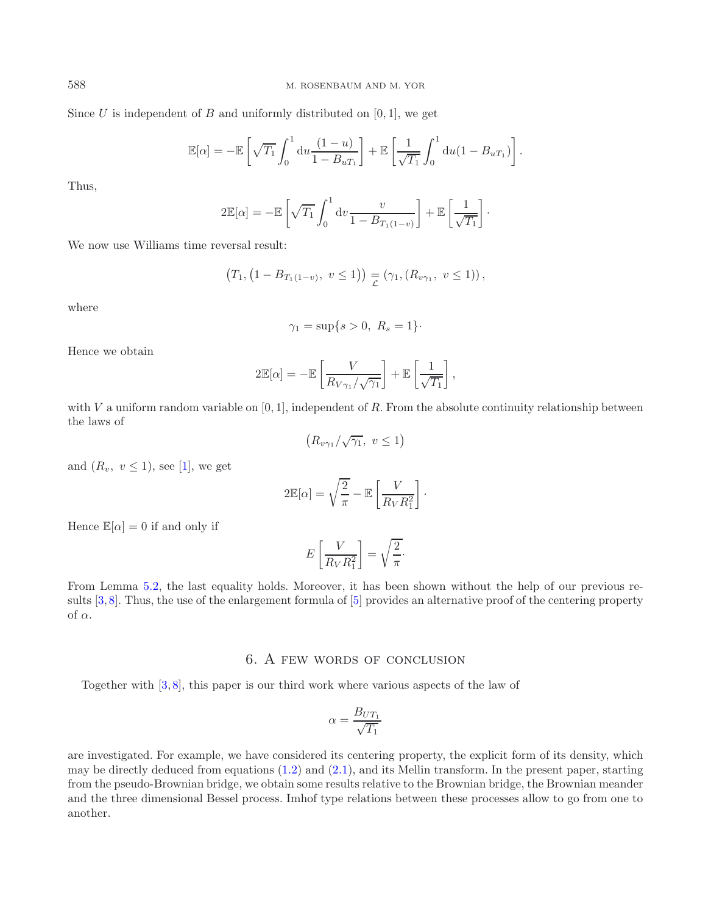Since $U$ is independent of $B$ and uniformly distributed on $[0,1]$, we get

$$\mathbb{E}[\alpha] = -\mathbb{E}\left[\sqrt{T_1}\int_0^1 \mathrm{d}u \frac{(1-u)}{1-B_{uT_1}}\right] + \mathbb{E}\left[\frac{1}{\sqrt{T_1}}\int_0^1 \mathrm{d}u(1-B_{uT_1})\right].$$

Thus,

$$2\mathbb{E}[\alpha] = -\mathbb{E}\left[\sqrt{T_1}\int_0^1 \mathrm{d}v \frac{v}{1-B_{T_1(1-v)}}\right] + \mathbb{E}\left[\frac{1}{\sqrt{T_1}}\right]\cdot$$

We now use Williams time reversal result:

$$\left(T_1, \left(1-B_{T_1(1-v)},\ v\leq 1\right)\right) \underset{\mathcal{L}}{=} \left(\gamma_1, \left(R_{v\gamma_1},\ v\leq 1\right)\right),$$

where

$$\gamma_1 = \sup\{s>0,\ R_s=1\}\cdot$$

Hence we obtain

$$2\mathbb{E}[\alpha] = -\mathbb{E}\left[\frac{V}{R_{V\gamma_1}/\sqrt{\gamma_1}}\right] + \mathbb{E}\left[\frac{1}{\sqrt{T_1}}\right],$$

with $V$ a uniform random variable on $[0,1]$, independent of $R$. From the absolute continuity relationship between the laws of

$$\left(R_{v\gamma_1}/\sqrt{\gamma_1},\ v\leq 1\right)$$

and $(R_v,\ v\leq 1)$, see [1], we get

$$2\mathbb{E}[\alpha] = \sqrt{\frac{2}{\pi}} - \mathbb{E}\left[\frac{V}{R_V R_1^2}\right]\cdot$$

Hence $\mathbb{E}[\alpha]=0$ if and only if

$$E\left[\frac{V}{R_V R_1^2}\right] = \sqrt{\frac{2}{\pi}}\cdot$$

From Lemma 5.2, the last equality holds. Moreover, it has been shown without the help of our previous results [3,8]. Thus, the use of the enlargement formula of [5] provides an alternative proof of the centering property of $\alpha$.

## 6. A few words of conclusion

Together with [3,8], this paper is our third work where various aspects of the law of

$$\alpha = \frac{B_{UT_1}}{\sqrt{T_1}}$$

are investigated. For example, we have considered its centering property, the explicit form of its density, which may be directly deduced from equations (1.2) and (2.1), and its Mellin transform. In the present paper, starting from the pseudo-Brownian bridge, we obtain some results relative to the Brownian bridge, the Brownian meander and the three dimensional Bessel process. Imhof type relations between these processes allow to go from one to another.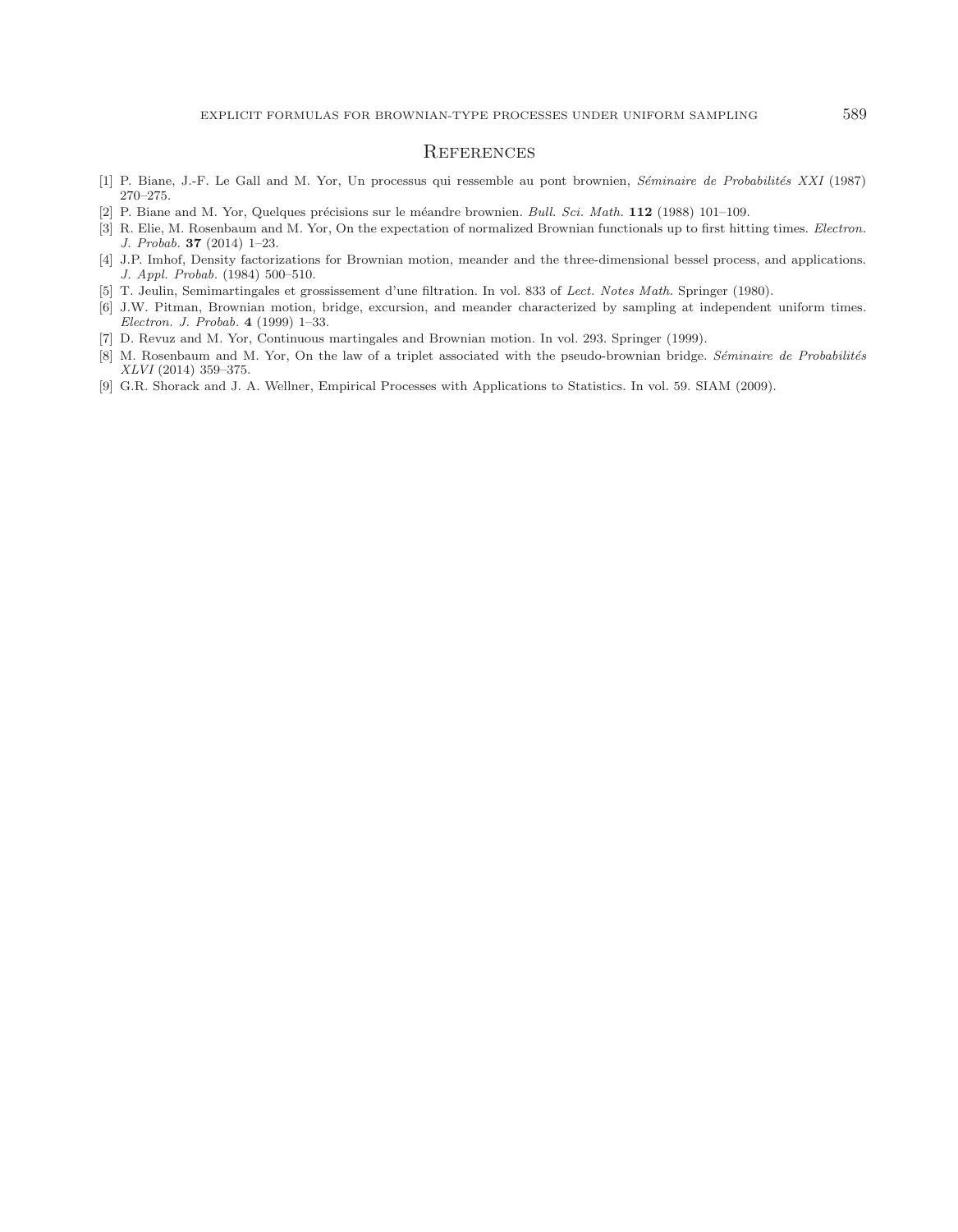## References

[1] P. Biane, J.-F. Le Gall and M. Yor, Un processus qui ressemble au pont brownien, *Séminaire de Probabilités XXI* (1987) 270–275.

[2] P. Biane and M. Yor, Quelques précisions sur le méandre brownien. *Bull. Sci. Math.* **112** (1988) 101–109.

[3] R. Elie, M. Rosenbaum and M. Yor, On the expectation of normalized Brownian functionals up to first hitting times. *Electron. J. Probab.* **37** (2014) 1–23.

[4] J.P. Imhof, Density factorizations for Brownian motion, meander and the three-dimensional bessel process, and applications. *J. Appl. Probab.* (1984) 500–510.

[5] T. Jeulin, Semimartingales et grossissement d'une filtration. In vol. 833 of *Lect. Notes Math.* Springer (1980).

[6] J.W. Pitman, Brownian motion, bridge, excursion, and meander characterized by sampling at independent uniform times. *Electron. J. Probab.* **4** (1999) 1–33.

[7] D. Revuz and M. Yor, Continuous martingales and Brownian motion. In vol. 293. Springer (1999).

[8] M. Rosenbaum and M. Yor, On the law of a triplet associated with the pseudo-brownian bridge. *Séminaire de Probabilités XLVI* (2014) 359–375.

[9] G.R. Shorack and J. A. Wellner, Empirical Processes with Applications to Statistics. In vol. 59. SIAM (2009).